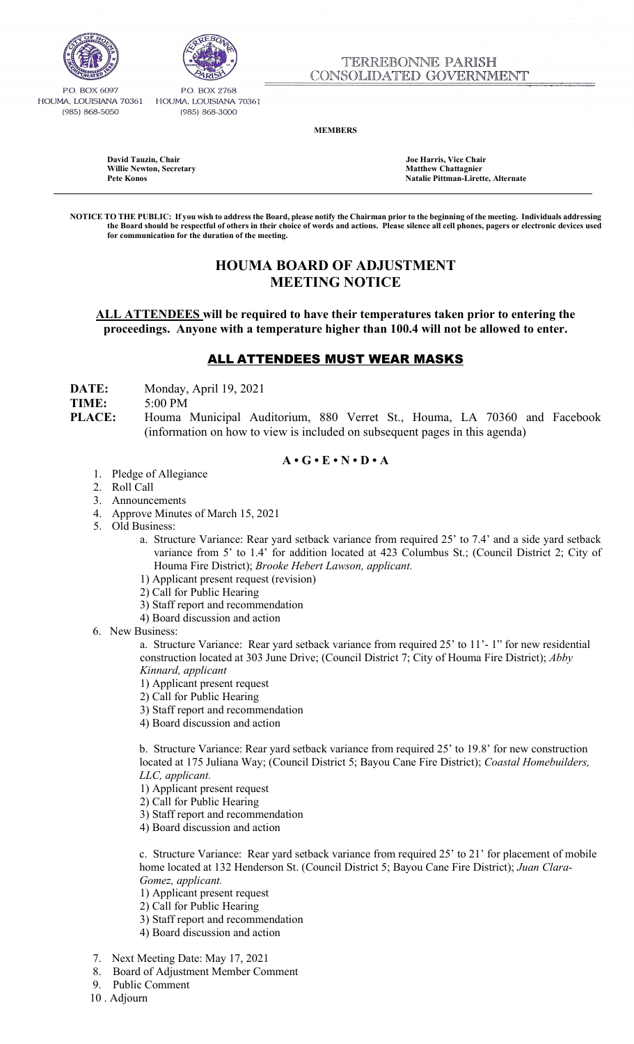P.O. BOX 6097
HOUMA, LOUISIANA 70361
(985) 868-5050

P.O. BOX 2768
HOUMA, LOUISIANA 70361
(985) 868-3000

TERREBONNE PARISH
CONSOLIDATED GOVERNMENT

**MEMBERS**

| | |
|---|---|
| **David Tauzin, Chair** | **Joe Harris, Vice Chair** |
| **Willie Newton, Secretary** | **Matthew Chattagnier** |
| **Pete Konos** | **Natalie Pittman-Lirette, Alternate** |

**NOTICE TO THE PUBLIC: If you wish to address the Board, please notify the Chairman prior to the beginning of the meeting. Individuals addressing the Board should be respectful of others in their choice of words and actions. Please silence all cell phones, pagers or electronic devices used for communication for the duration of the meeting.**

# HOUMA BOARD OF ADJUSTMENT
# MEETING NOTICE

**ALL ATTENDEES will be required to have their temperatures taken prior to entering the proceedings. Anyone with a temperature higher than 100.4 will not be allowed to enter.**

## ALL ATTENDEES MUST WEAR MASKS

**DATE:** Monday, April 19, 2021
**TIME:** 5:00 PM
**PLACE:** Houma Municipal Auditorium, 880 Verret St., Houma, LA 70360 and Facebook (information on how to view is included on subsequent pages in this agenda)

### A • G • E • N • D • A

1. Pledge of Allegiance
2. Roll Call
3. Announcements
4. Approve Minutes of March 15, 2021
5. Old Business:
   a. Structure Variance: Rear yard setback variance from required 25' to 7.4' and a side yard setback variance from 5' to 1.4' for addition located at 423 Columbus St.; (Council District 2; City of Houma Fire District); *Brooke Hebert Lawson, applicant.*
      1) Applicant present request (revision)
      2) Call for Public Hearing
      3) Staff report and recommendation
      4) Board discussion and action
6. New Business:
   a. Structure Variance: Rear yard setback variance from required 25' to 11'- 1" for new residential construction located at 303 June Drive; (Council District 7; City of Houma Fire District); *Abby Kinnard, applicant*
      1) Applicant present request
      2) Call for Public Hearing
      3) Staff report and recommendation
      4) Board discussion and action

   b. Structure Variance: Rear yard setback variance from required 25' to 19.8' for new construction located at 175 Juliana Way; (Council District 5; Bayou Cane Fire District); *Coastal Homebuilders, LLC, applicant.*
      1) Applicant present request
      2) Call for Public Hearing
      3) Staff report and recommendation
      4) Board discussion and action

   c. Structure Variance: Rear yard setback variance from required 25' to 21' for placement of mobile home located at 132 Henderson St. (Council District 5; Bayou Cane Fire District); *Juan Clara-Gomez, applicant.*
      1) Applicant present request
      2) Call for Public Hearing
      3) Staff report and recommendation
      4) Board discussion and action
7. Next Meeting Date: May 17, 2021
8. Board of Adjustment Member Comment
9. Public Comment
10. Adjourn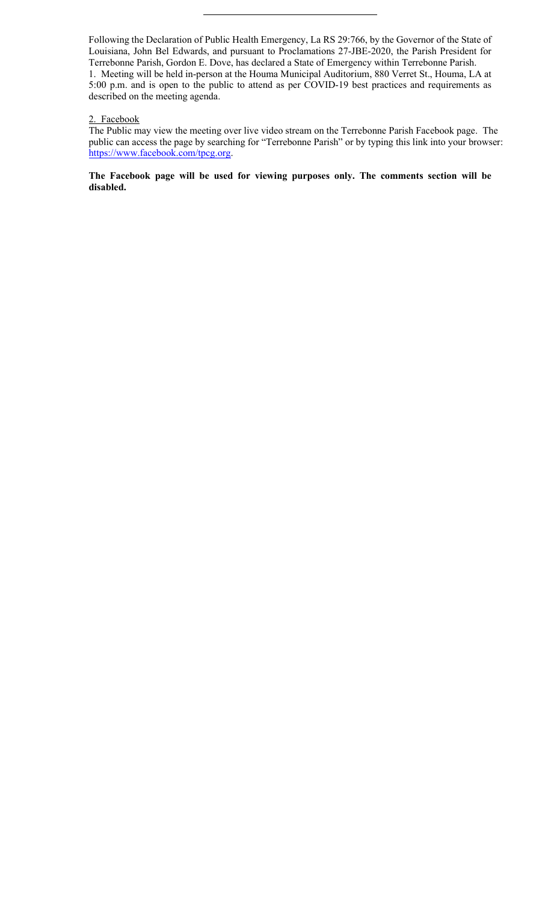Following the Declaration of Public Health Emergency, La RS 29:766, by the Governor of the State of Louisiana, John Bel Edwards, and pursuant to Proclamations 27-JBE-2020, the Parish President for Terrebonne Parish, Gordon E. Dove, has declared a State of Emergency within Terrebonne Parish.

1. Meeting will be held in-person at the Houma Municipal Auditorium, 880 Verret St., Houma, LA at 5:00 p.m. and is open to the public to attend as per COVID-19 best practices and requirements as described on the meeting agenda.

2. Facebook

The Public may view the meeting over live video stream on the Terrebonne Parish Facebook page. The public can access the page by searching for "Terrebonne Parish" or by typing this link into your browser: https://www.facebook.com/tpcg.org.

**The Facebook page will be used for viewing purposes only. The comments section will be disabled.**